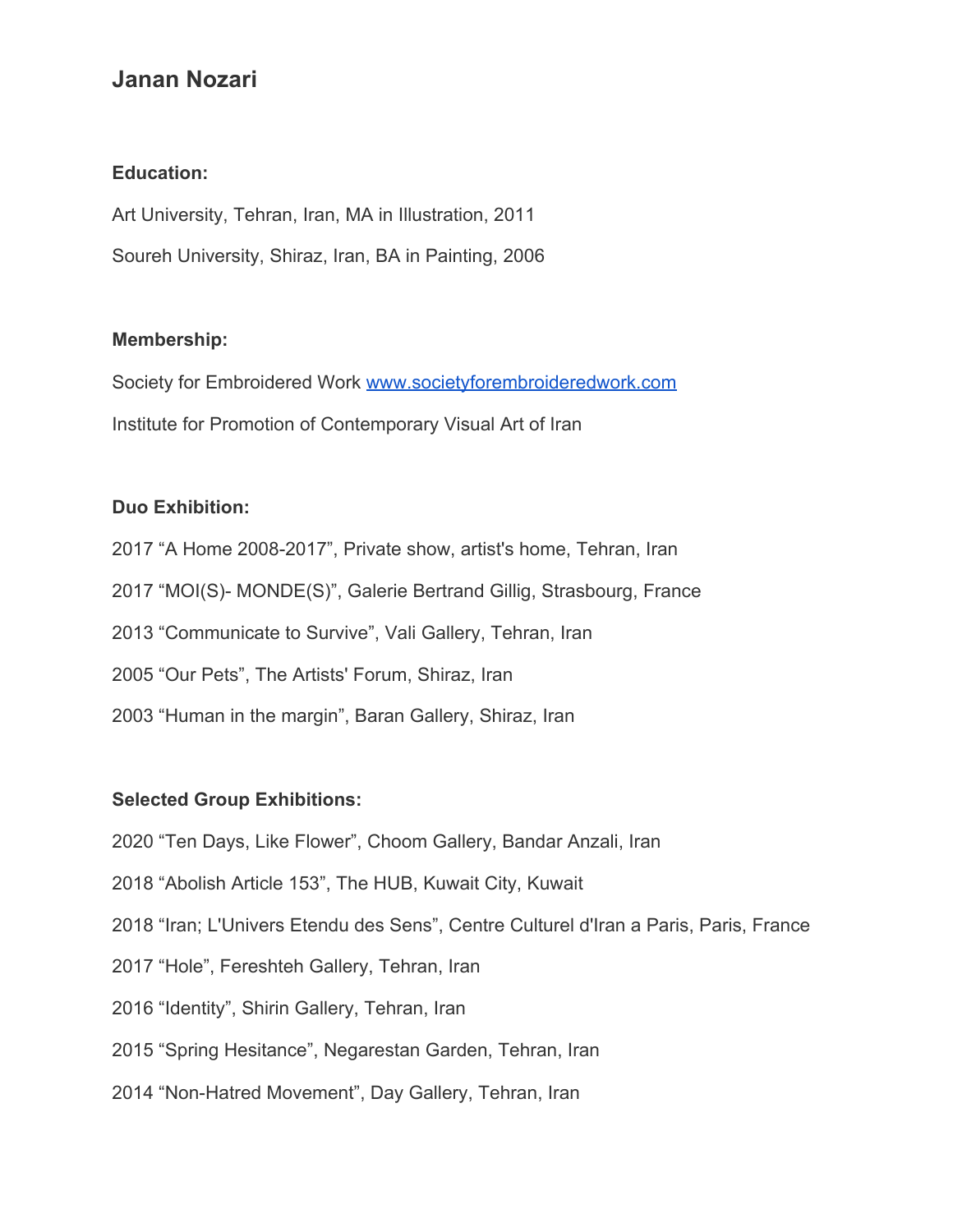# Janan Nozari

**Education:**

Art University, Tehran, Iran, MA in Illustration, 2011

Soureh University, Shiraz, Iran, BA in Painting, 2006

**Membership:**

Society for Embroidered Work [www.societyforembroideredwork.com](www.societyforembroideredwork.com)

Institute for Promotion of Contemporary Visual Art of Iran

**Duo Exhibition:**

2017 “A Home 2008-2017”, Private show, artist's home, Tehran, Iran

2017 “MOI(S)- MONDE(S)”, Galerie Bertrand Gillig, Strasbourg, France

2013 “Communicate to Survive”, Vali Gallery, Tehran, Iran

2005 “Our Pets”, The Artists' Forum, Shiraz, Iran

2003 “Human in the margin”, Baran Gallery, Shiraz, Iran

**Selected Group Exhibitions:**

2020 “Ten Days, Like Flower”, Choom Gallery, Bandar Anzali, Iran

2018 “Abolish Article 153”, The HUB, Kuwait City, Kuwait

2018 “Iran; L'Univers Etendu des Sens”, Centre Culturel d'Iran a Paris, Paris, France

2017 “Hole”, Fereshteh Gallery, Tehran, Iran

2016 “Identity”, Shirin Gallery, Tehran, Iran

2015 “Spring Hesitance”, Negarestan Garden, Tehran, Iran

2014 “Non-Hatred Movement”, Day Gallery, Tehran, Iran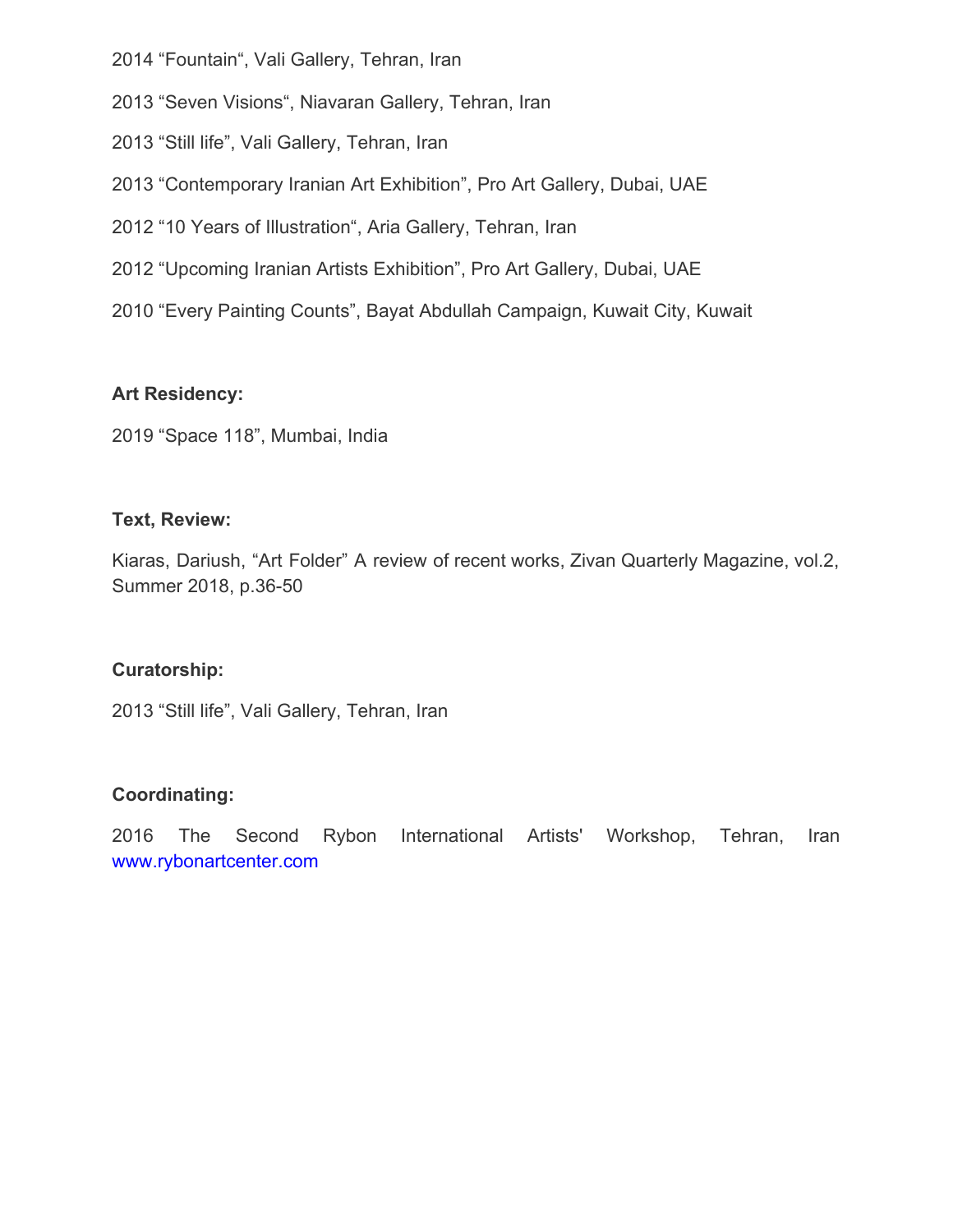2014 “Fountain“, Vali Gallery, Tehran, Iran

2013 “Seven Visions“, Niavaran Gallery, Tehran, Iran

2013 “Still life”, Vali Gallery, Tehran, Iran

2013 “Contemporary Iranian Art Exhibition”, Pro Art Gallery, Dubai, UAE

2012 “10 Years of Illustration“, Aria Gallery, Tehran, Iran

2012 “Upcoming Iranian Artists Exhibition”, Pro Art Gallery, Dubai, UAE

2010 “Every Painting Counts”, Bayat Abdullah Campaign, Kuwait City, Kuwait

**Art Residency:**

2019 “Space 118”, Mumbai, India

**Text, Review:**

Kiaras, Dariush, “Art Folder” A review of recent works, Zivan Quarterly Magazine, vol.2, Summer 2018, p.36-50

**Curatorship:**

2013 “Still life”, Vali Gallery, Tehran, Iran

**Coordinating:**

2016 The Second Rybon International Artists' Workshop, Tehran, Iran www.rybonartcenter.com